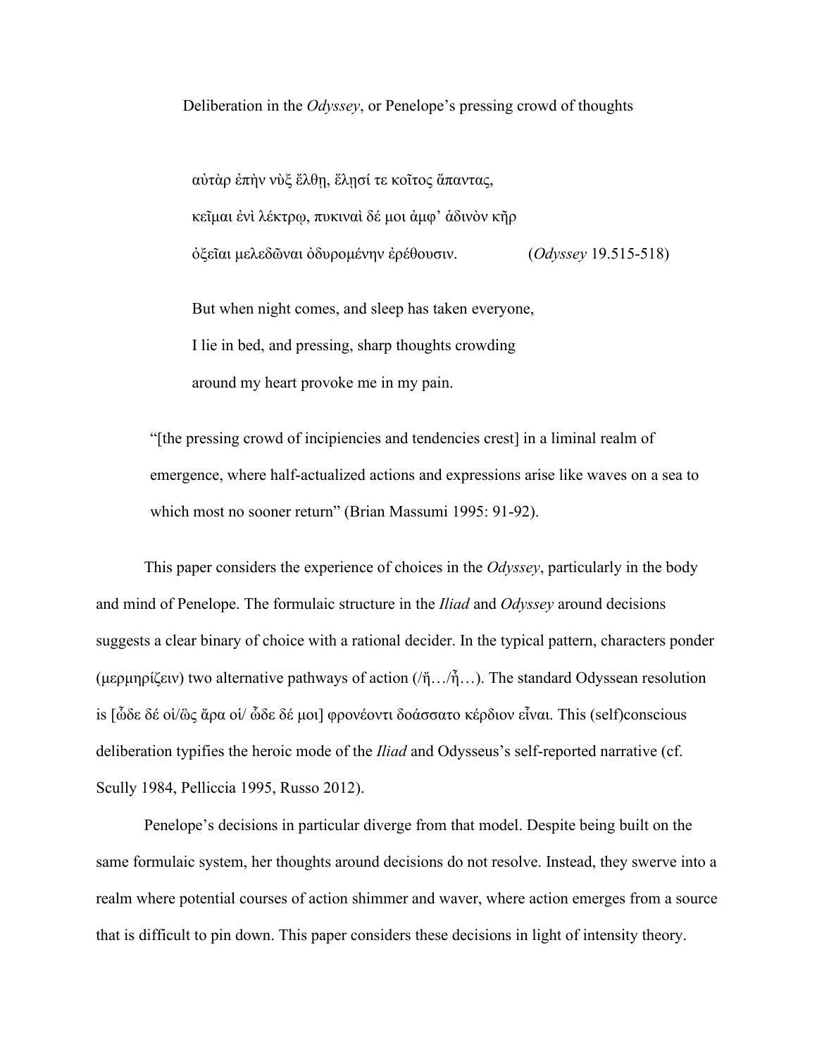# Deliberation in the *Odyssey*, or Penelope's pressing crowd of thoughts

> αὐτὰρ ἐπὴν νὺξ ἔλθῃ, ἕλῃσί τε κοῖτος ἅπαντας,
>
> κεῖμαι ἐνὶ λέκτρῳ, πυκιναὶ δέ μοι ἀμφ' ἁδινὸν κῆρ
>
> ὀξεῖαι μελεδῶναι ὀδυρομένην ἐρέθουσιν. (*Odyssey* 19.515-518)
>
> But when night comes, and sleep has taken everyone,
>
> I lie in bed, and pressing, sharp thoughts crowding
>
> around my heart provoke me in my pain.

> "[the pressing crowd of incipiencies and tendencies crest] in a liminal realm of emergence, where half-actualized actions and expressions arise like waves on a sea to which most no sooner return" (Brian Massumi 1995: 91-92).

This paper considers the experience of choices in the *Odyssey*, particularly in the body and mind of Penelope. The formulaic structure in the *Iliad* and *Odyssey* around decisions suggests a clear binary of choice with a rational decider. In the typical pattern, characters ponder (μερμηρίζειν) two alternative pathways of action (/ἤ…/ἦ…). The standard Odyssean resolution is [ὧδε δέ οἱ/ὣς ἄρα οἱ/ ὧδε δέ μοι] φρονέοντι δοάσσατο κέρδιον εἶναι. This (self)conscious deliberation typifies the heroic mode of the *Iliad* and Odysseus's self-reported narrative (cf. Scully 1984, Pelliccia 1995, Russo 2012).

Penelope's decisions in particular diverge from that model. Despite being built on the same formulaic system, her thoughts around decisions do not resolve. Instead, they swerve into a realm where potential courses of action shimmer and waver, where action emerges from a source that is difficult to pin down. This paper considers these decisions in light of intensity theory.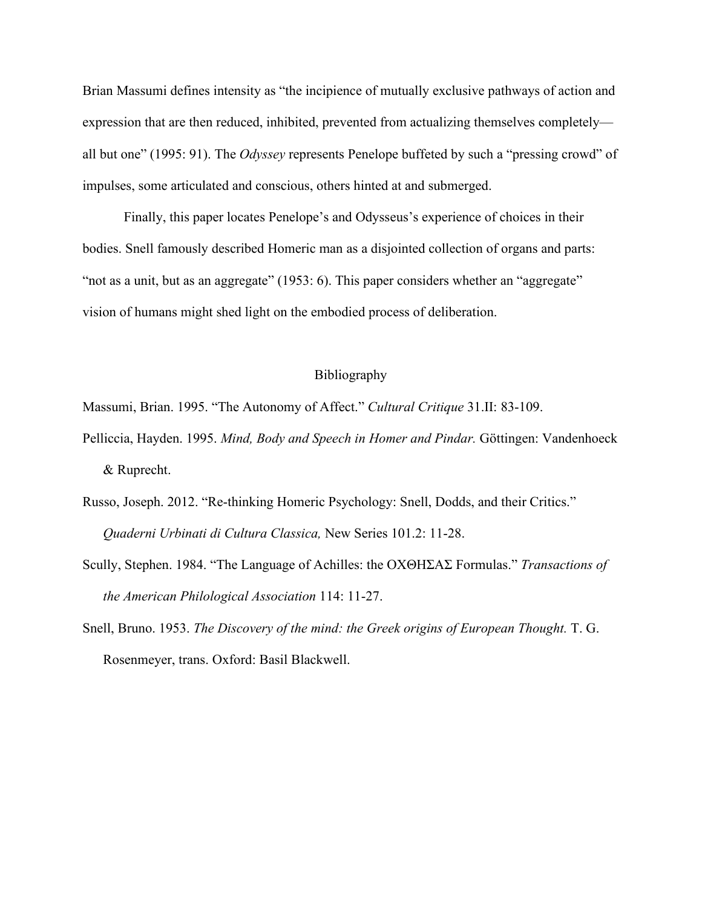Brian Massumi defines intensity as "the incipience of mutually exclusive pathways of action and expression that are then reduced, inhibited, prevented from actualizing themselves completely—all but one" (1995: 91). The *Odyssey* represents Penelope buffeted by such a "pressing crowd" of impulses, some articulated and conscious, others hinted at and submerged.

Finally, this paper locates Penelope's and Odysseus's experience of choices in their bodies. Snell famously described Homeric man as a disjointed collection of organs and parts: "not as a unit, but as an aggregate" (1953: 6). This paper considers whether an "aggregate" vision of humans might shed light on the embodied process of deliberation.

## Bibliography

Massumi, Brian. 1995. "The Autonomy of Affect." *Cultural Critique* 31.II: 83-109.

Pelliccia, Hayden. 1995. *Mind, Body and Speech in Homer and Pindar.* Göttingen: Vandenhoeck & Ruprecht.

Russo, Joseph. 2012. "Re-thinking Homeric Psychology: Snell, Dodds, and their Critics." *Quaderni Urbinati di Cultura Classica,* New Series 101.2: 11-28.

Scully, Stephen. 1984. "The Language of Achilles: the ΟΧΘΗΣΑΣ Formulas." *Transactions of the American Philological Association* 114: 11-27.

Snell, Bruno. 1953. *The Discovery of the mind: the Greek origins of European Thought.* T. G. Rosenmeyer, trans. Oxford: Basil Blackwell.